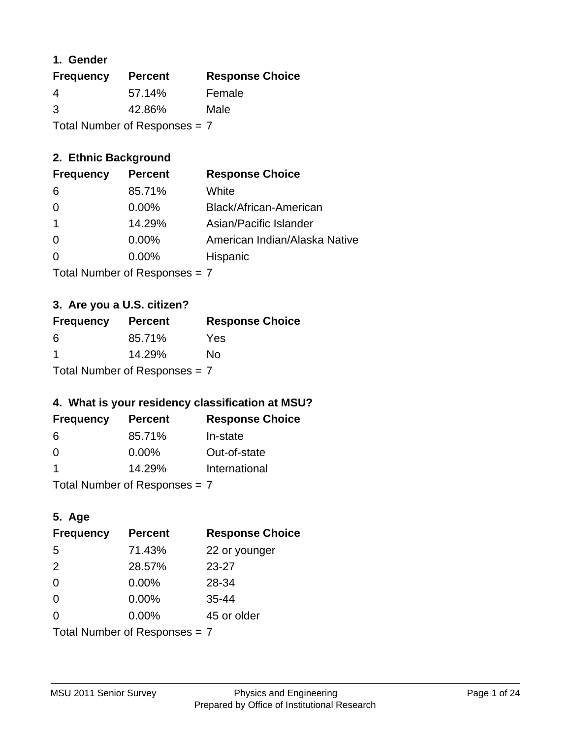## 1. Gender

| Frequency | Percent | Response Choice |
|---|---|---|
| 4 | 57.14% | Female |
| 3 | 42.86% | Male |

Total Number of Responses = 7

## 2. Ethnic Background

| Frequency | Percent | Response Choice |
|---|---|---|
| 6 | 85.71% | White |
| 0 | 0.00% | Black/African-American |
| 1 | 14.29% | Asian/Pacific Islander |
| 0 | 0.00% | American Indian/Alaska Native |
| 0 | 0.00% | Hispanic |

Total Number of Responses = 7

## 3. Are you a U.S. citizen?

| Frequency | Percent | Response Choice |
|---|---|---|
| 6 | 85.71% | Yes |
| 1 | 14.29% | No |

Total Number of Responses = 7

## 4. What is your residency classification at MSU?

| Frequency | Percent | Response Choice |
|---|---|---|
| 6 | 85.71% | In-state |
| 0 | 0.00% | Out-of-state |
| 1 | 14.29% | International |

Total Number of Responses = 7

## 5. Age

| Frequency | Percent | Response Choice |
|---|---|---|
| 5 | 71.43% | 22 or younger |
| 2 | 28.57% | 23-27 |
| 0 | 0.00% | 28-34 |
| 0 | 0.00% | 35-44 |
| 0 | 0.00% | 45 or older |

Total Number of Responses = 7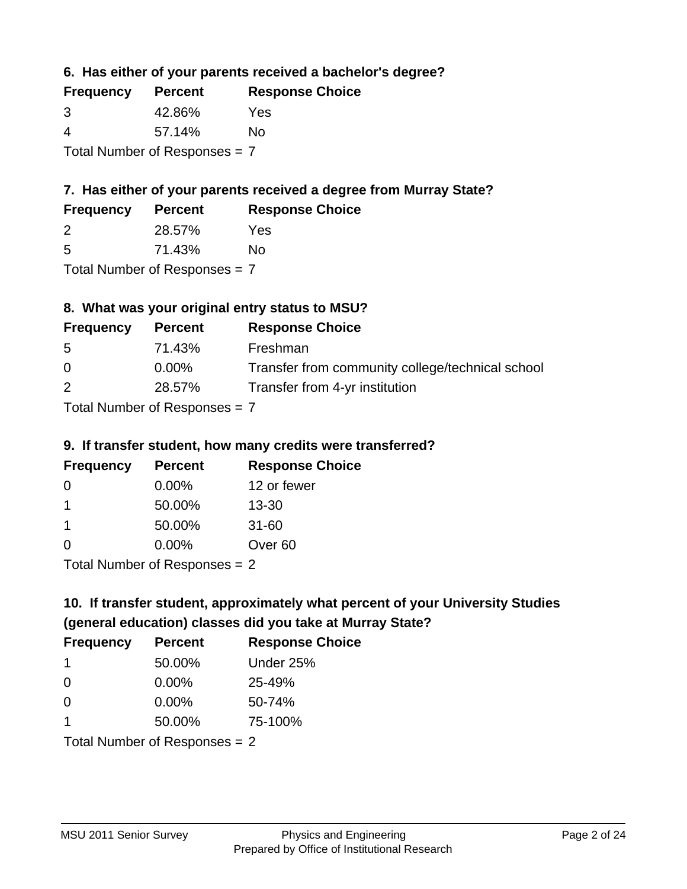### 6. Has either of your parents received a bachelor's degree?

| Frequency | Percent | Response Choice |
| --- | --- | --- |
| 3 | 42.86% | Yes |
| 4 | 57.14% | No |

Total Number of Responses = 7

### 7. Has either of your parents received a degree from Murray State?

| Frequency | Percent | Response Choice |
| --- | --- | --- |
| 2 | 28.57% | Yes |
| 5 | 71.43% | No |

Total Number of Responses = 7

### 8. What was your original entry status to MSU?

| Frequency | Percent | Response Choice |
| --- | --- | --- |
| 5 | 71.43% | Freshman |
| 0 | 0.00% | Transfer from community college/technical school |
| 2 | 28.57% | Transfer from 4-yr institution |

Total Number of Responses = 7

### 9. If transfer student, how many credits were transferred?

| Frequency | Percent | Response Choice |
| --- | --- | --- |
| 0 | 0.00% | 12 or fewer |
| 1 | 50.00% | 13-30 |
| 1 | 50.00% | 31-60 |
| 0 | 0.00% | Over 60 |

Total Number of Responses = 2

### 10. If transfer student, approximately what percent of your University Studies (general education) classes did you take at Murray State?

| Frequency | Percent | Response Choice |
| --- | --- | --- |
| 1 | 50.00% | Under 25% |
| 0 | 0.00% | 25-49% |
| 0 | 0.00% | 50-74% |
| 1 | 50.00% | 75-100% |

Total Number of Responses = 2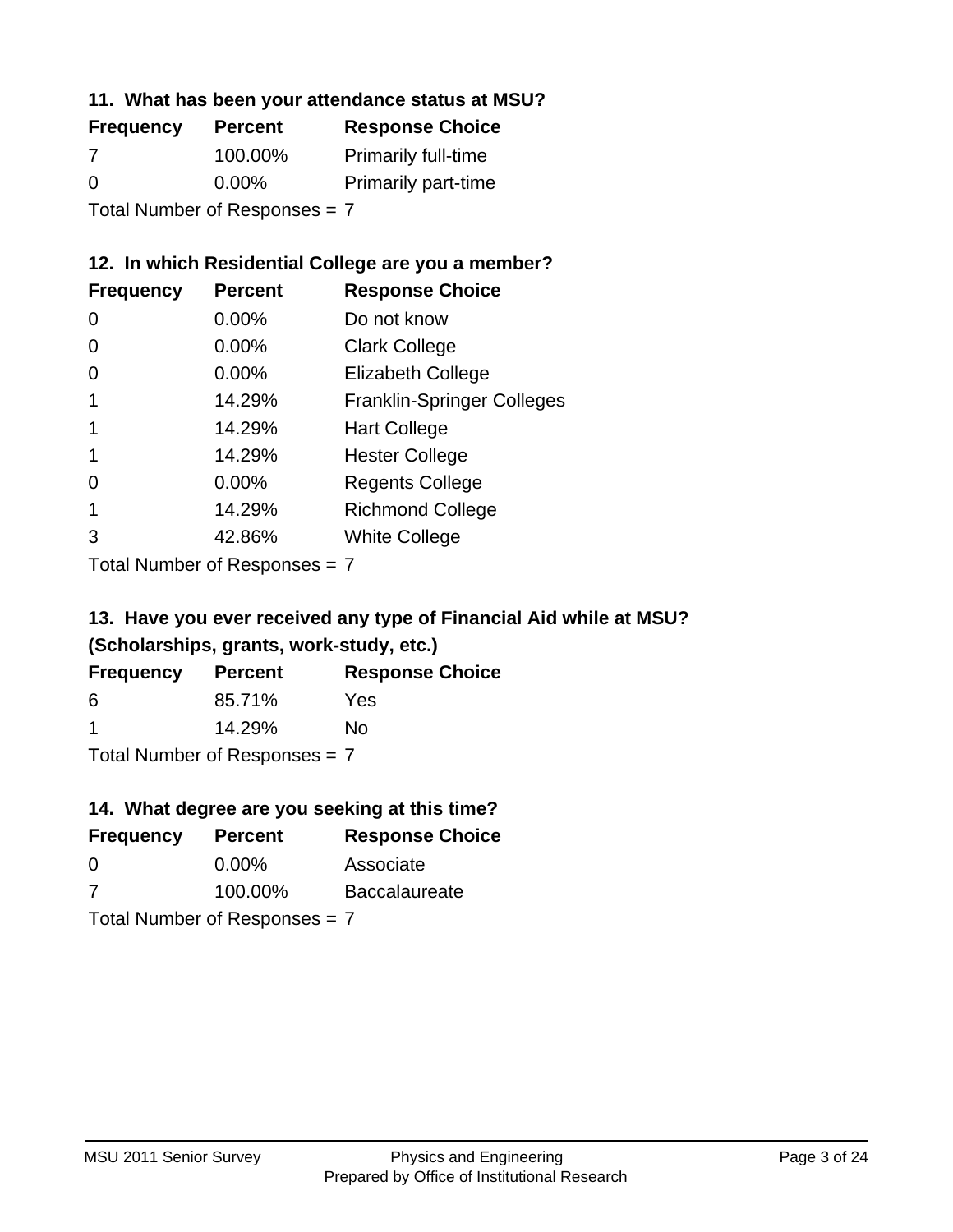### 11. What has been your attendance status at MSU?

| Frequency | Percent | Response Choice |
| --- | --- | --- |
| 7 | 100.00% | Primarily full-time |
| 0 | 0.00% | Primarily part-time |

Total Number of Responses = 7

### 12. In which Residential College are you a member?

| Frequency | Percent | Response Choice |
| --- | --- | --- |
| 0 | 0.00% | Do not know |
| 0 | 0.00% | Clark College |
| 0 | 0.00% | Elizabeth College |
| 1 | 14.29% | Franklin-Springer Colleges |
| 1 | 14.29% | Hart College |
| 1 | 14.29% | Hester College |
| 0 | 0.00% | Regents College |
| 1 | 14.29% | Richmond College |
| 3 | 42.86% | White College |

Total Number of Responses = 7

### 13. Have you ever received any type of Financial Aid while at MSU? (Scholarships, grants, work-study, etc.)

| Frequency | Percent | Response Choice |
| --- | --- | --- |
| 6 | 85.71% | Yes |
| 1 | 14.29% | No |

Total Number of Responses = 7

### 14. What degree are you seeking at this time?

| Frequency | Percent | Response Choice |
| --- | --- | --- |
| 0 | 0.00% | Associate |
| 7 | 100.00% | Baccalaureate |

Total Number of Responses = 7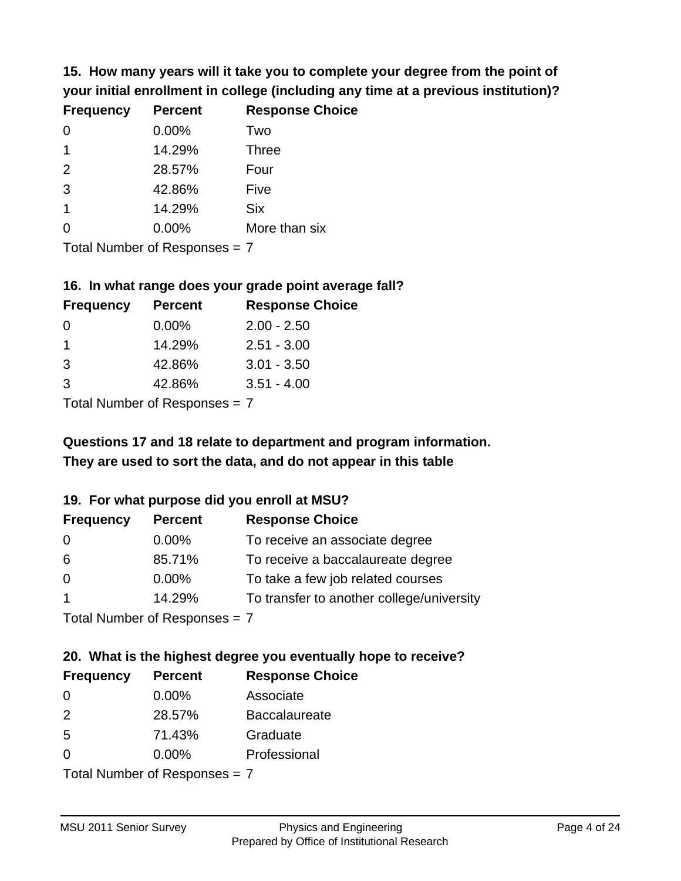### 15. How many years will it take you to complete your degree from the point of your initial enrollment in college (including any time at a previous institution)?

| Frequency | Percent | Response Choice |
|---|---|---|
| 0 | 0.00% | Two |
| 1 | 14.29% | Three |
| 2 | 28.57% | Four |
| 3 | 42.86% | Five |
| 1 | 14.29% | Six |
| 0 | 0.00% | More than six |

Total Number of Responses = 7

### 16. In what range does your grade point average fall?

| Frequency | Percent | Response Choice |
|---|---|---|
| 0 | 0.00% | 2.00 - 2.50 |
| 1 | 14.29% | 2.51 - 3.00 |
| 3 | 42.86% | 3.01 - 3.50 |
| 3 | 42.86% | 3.51 - 4.00 |

Total Number of Responses = 7

**Questions 17 and 18 relate to department and program information. They are used to sort the data, and do not appear in this table**

### 19. For what purpose did you enroll at MSU?

| Frequency | Percent | Response Choice |
|---|---|---|
| 0 | 0.00% | To receive an associate degree |
| 6 | 85.71% | To receive a baccalaureate degree |
| 0 | 0.00% | To take a few job related courses |
| 1 | 14.29% | To transfer to another college/university |

Total Number of Responses = 7

### 20. What is the highest degree you eventually hope to receive?

| Frequency | Percent | Response Choice |
|---|---|---|
| 0 | 0.00% | Associate |
| 2 | 28.57% | Baccalaureate |
| 5 | 71.43% | Graduate |
| 0 | 0.00% | Professional |

Total Number of Responses = 7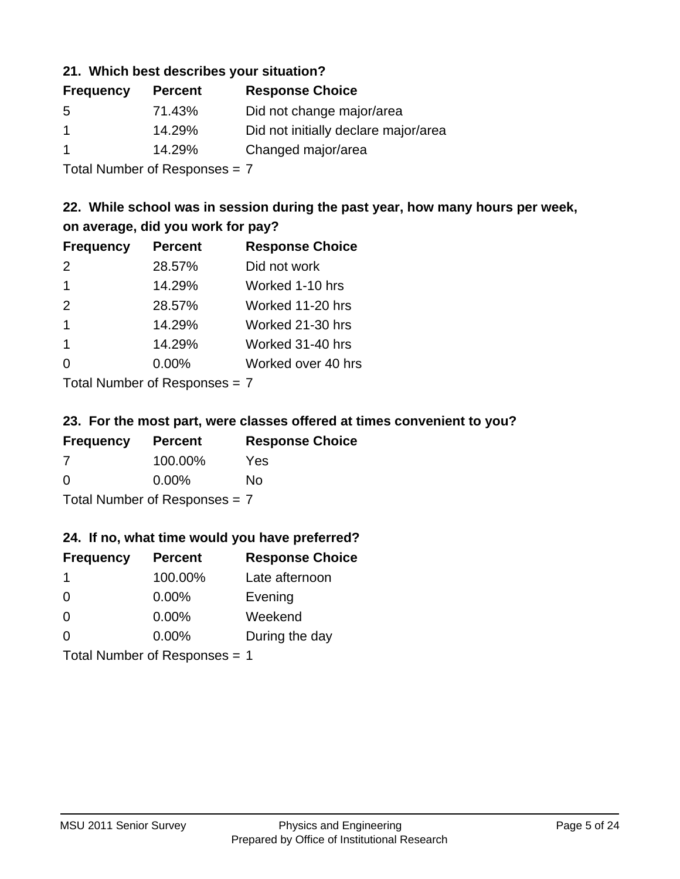### 21. Which best describes your situation?

| Frequency | Percent | Response Choice |
| --- | --- | --- |
| 5 | 71.43% | Did not change major/area |
| 1 | 14.29% | Did not initially declare major/area |
| 1 | 14.29% | Changed major/area |

Total Number of Responses = 7

### 22. While school was in session during the past year, how many hours per week, on average, did you work for pay?

| Frequency | Percent | Response Choice |
| --- | --- | --- |
| 2 | 28.57% | Did not work |
| 1 | 14.29% | Worked 1-10 hrs |
| 2 | 28.57% | Worked 11-20 hrs |
| 1 | 14.29% | Worked 21-30 hrs |
| 1 | 14.29% | Worked 31-40 hrs |
| 0 | 0.00% | Worked over 40 hrs |

Total Number of Responses = 7

### 23. For the most part, were classes offered at times convenient to you?

| Frequency | Percent | Response Choice |
| --- | --- | --- |
| 7 | 100.00% | Yes |
| 0 | 0.00% | No |

Total Number of Responses = 7

### 24. If no, what time would you have preferred?

| Frequency | Percent | Response Choice |
| --- | --- | --- |
| 1 | 100.00% | Late afternoon |
| 0 | 0.00% | Evening |
| 0 | 0.00% | Weekend |
| 0 | 0.00% | During the day |

Total Number of Responses = 1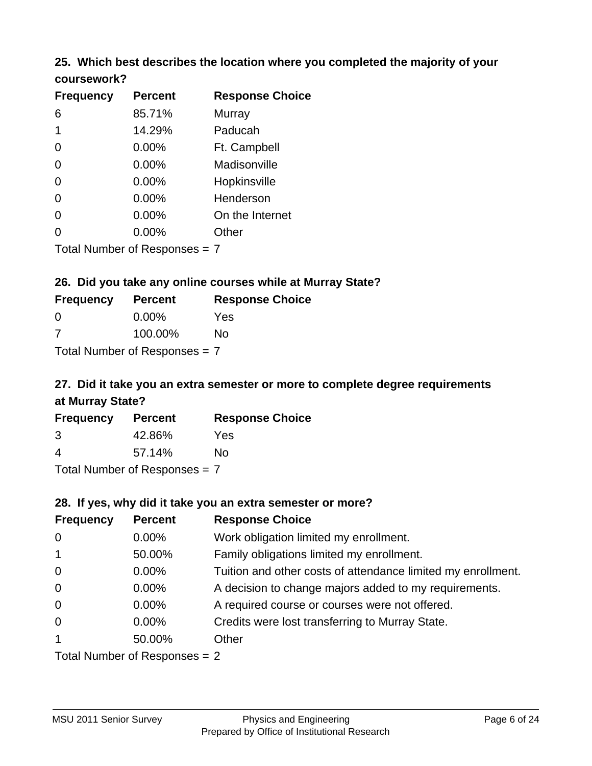### 25. Which best describes the location where you completed the majority of your coursework?

| Frequency | Percent | Response Choice |
|---|---|---|
| 6 | 85.71% | Murray |
| 1 | 14.29% | Paducah |
| 0 | 0.00% | Ft. Campbell |
| 0 | 0.00% | Madisonville |
| 0 | 0.00% | Hopkinsville |
| 0 | 0.00% | Henderson |
| 0 | 0.00% | On the Internet |
| 0 | 0.00% | Other |

Total Number of Responses = 7

### 26. Did you take any online courses while at Murray State?

| Frequency | Percent | Response Choice |
|---|---|---|
| 0 | 0.00% | Yes |
| 7 | 100.00% | No |

Total Number of Responses = 7

### 27. Did it take you an extra semester or more to complete degree requirements at Murray State?

| Frequency | Percent | Response Choice |
|---|---|---|
| 3 | 42.86% | Yes |
| 4 | 57.14% | No |

Total Number of Responses = 7

### 28. If yes, why did it take you an extra semester or more?

| Frequency | Percent | Response Choice |
|---|---|---|
| 0 | 0.00% | Work obligation limited my enrollment. |
| 1 | 50.00% | Family obligations limited my enrollment. |
| 0 | 0.00% | Tuition and other costs of attendance limited my enrollment. |
| 0 | 0.00% | A decision to change majors added to my requirements. |
| 0 | 0.00% | A required course or courses were not offered. |
| 0 | 0.00% | Credits were lost transferring to Murray State. |
| 1 | 50.00% | Other |

Total Number of Responses = 2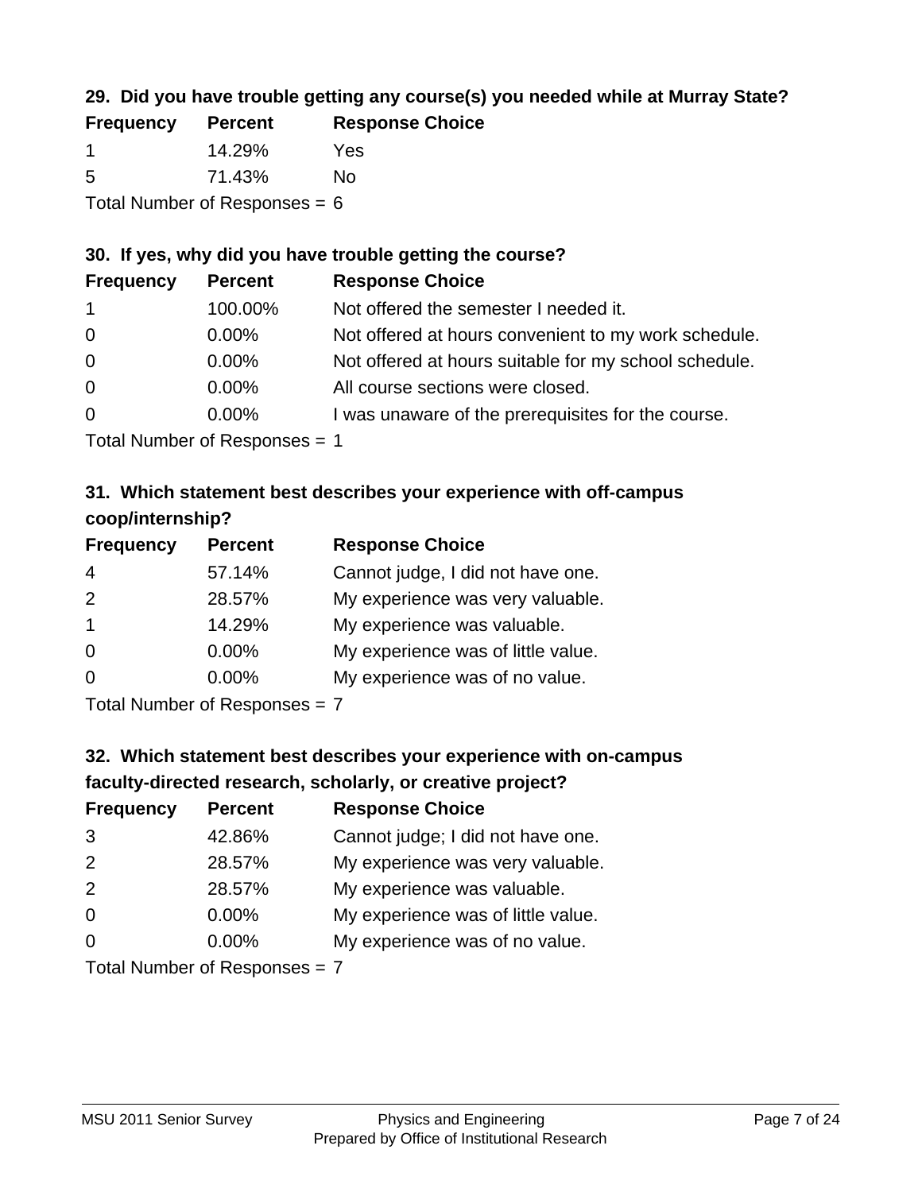### 29. Did you have trouble getting any course(s) you needed while at Murray State?

| Frequency | Percent | Response Choice |
|---|---|---|
| 1 | 14.29% | Yes |
| 5 | 71.43% | No |

Total Number of Responses = 6

### 30. If yes, why did you have trouble getting the course?

| Frequency | Percent | Response Choice |
|---|---|---|
| 1 | 100.00% | Not offered the semester I needed it. |
| 0 | 0.00% | Not offered at hours convenient to my work schedule. |
| 0 | 0.00% | Not offered at hours suitable for my school schedule. |
| 0 | 0.00% | All course sections were closed. |
| 0 | 0.00% | I was unaware of the prerequisites for the course. |

Total Number of Responses = 1

### 31. Which statement best describes your experience with off-campus coop/internship?

| Frequency | Percent | Response Choice |
|---|---|---|
| 4 | 57.14% | Cannot judge, I did not have one. |
| 2 | 28.57% | My experience was very valuable. |
| 1 | 14.29% | My experience was valuable. |
| 0 | 0.00% | My experience was of little value. |
| 0 | 0.00% | My experience was of no value. |

Total Number of Responses = 7

### 32. Which statement best describes your experience with on-campus faculty-directed research, scholarly, or creative project?

| Frequency | Percent | Response Choice |
|---|---|---|
| 3 | 42.86% | Cannot judge; I did not have one. |
| 2 | 28.57% | My experience was very valuable. |
| 2 | 28.57% | My experience was valuable. |
| 0 | 0.00% | My experience was of little value. |
| 0 | 0.00% | My experience was of no value. |

Total Number of Responses = 7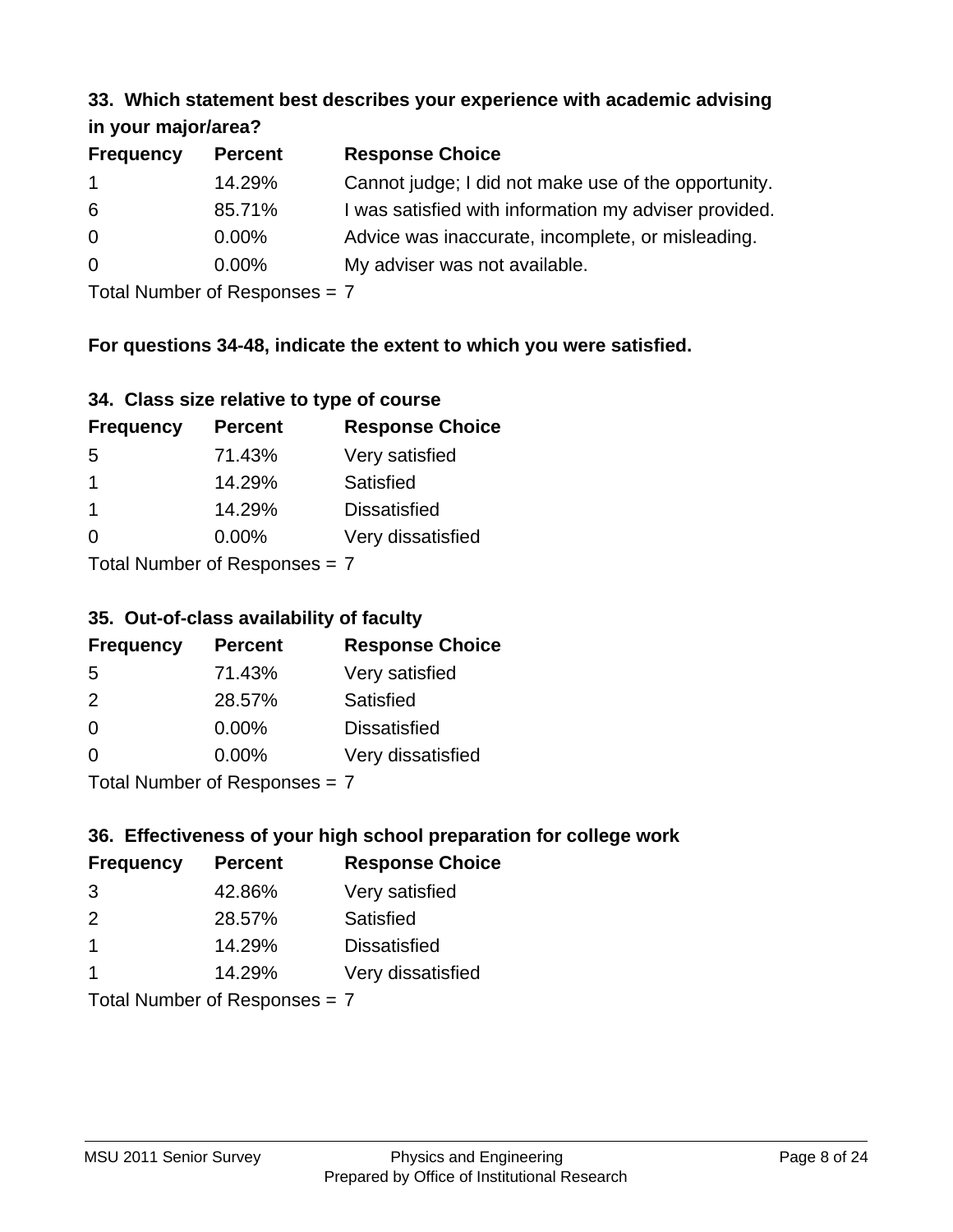### 33. Which statement best describes your experience with academic advising in your major/area?

| Frequency | Percent | Response Choice |
|---|---|---|
| 1 | 14.29% | Cannot judge; I did not make use of the opportunity. |
| 6 | 85.71% | I was satisfied with information my adviser provided. |
| 0 | 0.00% | Advice was inaccurate, incomplete, or misleading. |
| 0 | 0.00% | My adviser was not available. |

Total Number of Responses = 7

**For questions 34-48, indicate the extent to which you were satisfied.**

### 34. Class size relative to type of course

| Frequency | Percent | Response Choice |
|---|---|---|
| 5 | 71.43% | Very satisfied |
| 1 | 14.29% | Satisfied |
| 1 | 14.29% | Dissatisfied |
| 0 | 0.00% | Very dissatisfied |

Total Number of Responses = 7

### 35. Out-of-class availability of faculty

| Frequency | Percent | Response Choice |
|---|---|---|
| 5 | 71.43% | Very satisfied |
| 2 | 28.57% | Satisfied |
| 0 | 0.00% | Dissatisfied |
| 0 | 0.00% | Very dissatisfied |

Total Number of Responses = 7

### 36. Effectiveness of your high school preparation for college work

| Frequency | Percent | Response Choice |
|---|---|---|
| 3 | 42.86% | Very satisfied |
| 2 | 28.57% | Satisfied |
| 1 | 14.29% | Dissatisfied |
| 1 | 14.29% | Very dissatisfied |

Total Number of Responses = 7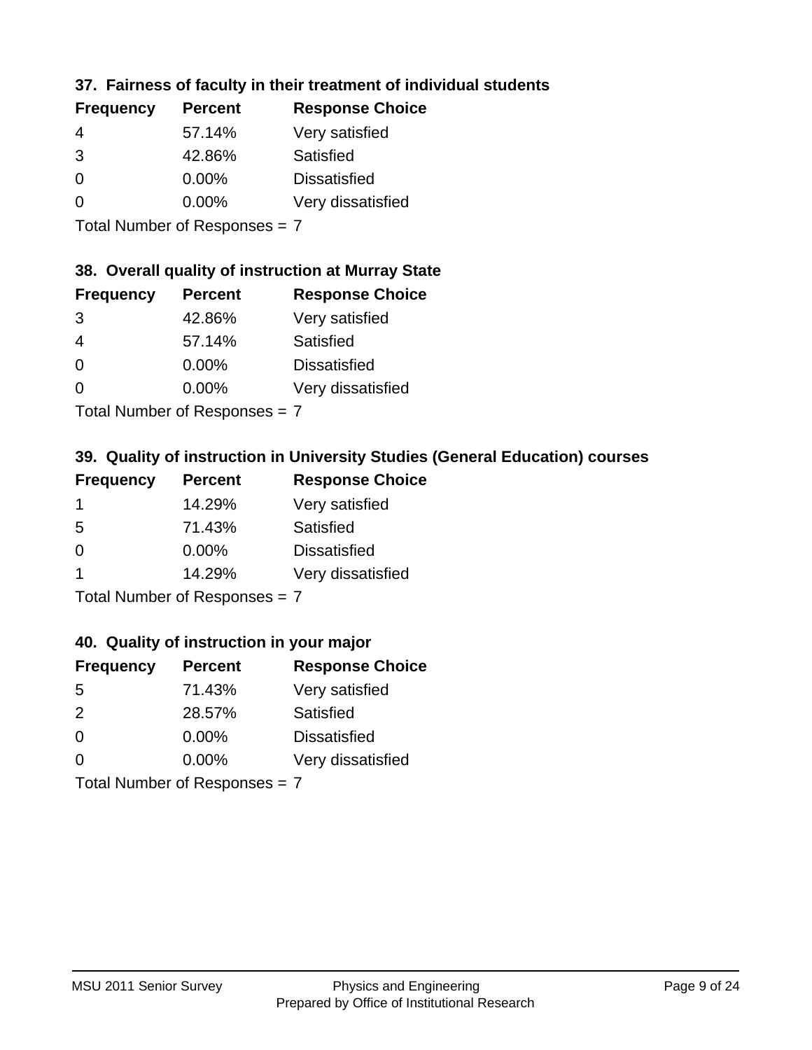### 37. Fairness of faculty in their treatment of individual students

| Frequency | Percent | Response Choice |
|---|---|---|
| 4 | 57.14% | Very satisfied |
| 3 | 42.86% | Satisfied |
| 0 | 0.00% | Dissatisfied |
| 0 | 0.00% | Very dissatisfied |

Total Number of Responses = 7

### 38. Overall quality of instruction at Murray State

| Frequency | Percent | Response Choice |
|---|---|---|
| 3 | 42.86% | Very satisfied |
| 4 | 57.14% | Satisfied |
| 0 | 0.00% | Dissatisfied |
| 0 | 0.00% | Very dissatisfied |

Total Number of Responses = 7

### 39. Quality of instruction in University Studies (General Education) courses

| Frequency | Percent | Response Choice |
|---|---|---|
| 1 | 14.29% | Very satisfied |
| 5 | 71.43% | Satisfied |
| 0 | 0.00% | Dissatisfied |
| 1 | 14.29% | Very dissatisfied |

Total Number of Responses = 7

### 40. Quality of instruction in your major

| Frequency | Percent | Response Choice |
|---|---|---|
| 5 | 71.43% | Very satisfied |
| 2 | 28.57% | Satisfied |
| 0 | 0.00% | Dissatisfied |
| 0 | 0.00% | Very dissatisfied |

Total Number of Responses = 7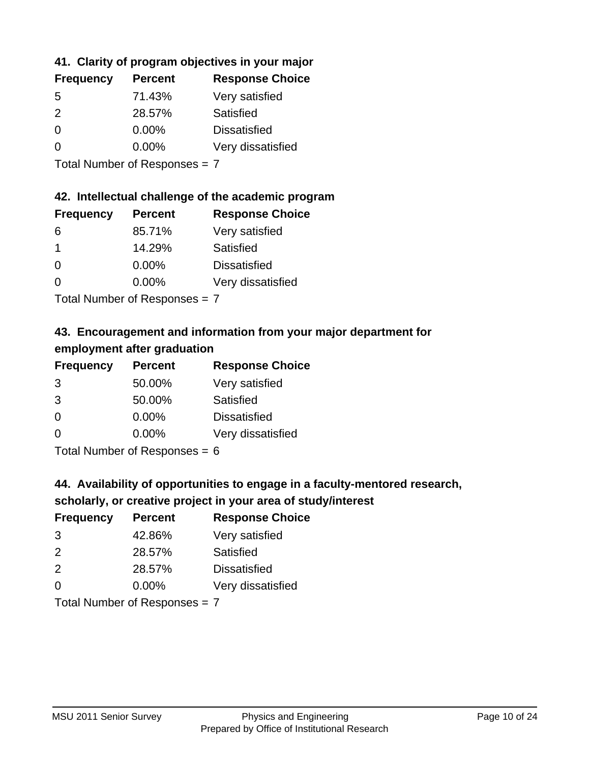### 41. Clarity of program objectives in your major

| Frequency | Percent | Response Choice |
|---|---|---|
| 5 | 71.43% | Very satisfied |
| 2 | 28.57% | Satisfied |
| 0 | 0.00% | Dissatisfied |
| 0 | 0.00% | Very dissatisfied |

Total Number of Responses = 7

### 42. Intellectual challenge of the academic program

| Frequency | Percent | Response Choice |
|---|---|---|
| 6 | 85.71% | Very satisfied |
| 1 | 14.29% | Satisfied |
| 0 | 0.00% | Dissatisfied |
| 0 | 0.00% | Very dissatisfied |

Total Number of Responses = 7

### 43. Encouragement and information from your major department for employment after graduation

| Frequency | Percent | Response Choice |
|---|---|---|
| 3 | 50.00% | Very satisfied |
| 3 | 50.00% | Satisfied |
| 0 | 0.00% | Dissatisfied |
| 0 | 0.00% | Very dissatisfied |

Total Number of Responses = 6

### 44. Availability of opportunities to engage in a faculty-mentored research, scholarly, or creative project in your area of study/interest

| Frequency | Percent | Response Choice |
|---|---|---|
| 3 | 42.86% | Very satisfied |
| 2 | 28.57% | Satisfied |
| 2 | 28.57% | Dissatisfied |
| 0 | 0.00% | Very dissatisfied |

Total Number of Responses = 7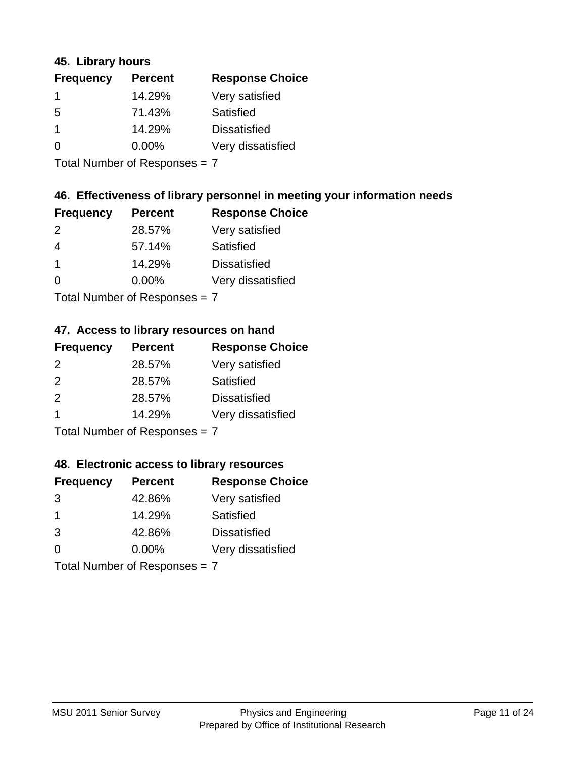### 45. Library hours

| Frequency | Percent | Response Choice |
|---|---|---|
| 1 | 14.29% | Very satisfied |
| 5 | 71.43% | Satisfied |
| 1 | 14.29% | Dissatisfied |
| 0 | 0.00% | Very dissatisfied |

Total Number of Responses = 7

### 46. Effectiveness of library personnel in meeting your information needs

| Frequency | Percent | Response Choice |
|---|---|---|
| 2 | 28.57% | Very satisfied |
| 4 | 57.14% | Satisfied |
| 1 | 14.29% | Dissatisfied |
| 0 | 0.00% | Very dissatisfied |

Total Number of Responses = 7

### 47. Access to library resources on hand

| Frequency | Percent | Response Choice |
|---|---|---|
| 2 | 28.57% | Very satisfied |
| 2 | 28.57% | Satisfied |
| 2 | 28.57% | Dissatisfied |
| 1 | 14.29% | Very dissatisfied |

Total Number of Responses = 7

### 48. Electronic access to library resources

| Frequency | Percent | Response Choice |
|---|---|---|
| 3 | 42.86% | Very satisfied |
| 1 | 14.29% | Satisfied |
| 3 | 42.86% | Dissatisfied |
| 0 | 0.00% | Very dissatisfied |

Total Number of Responses = 7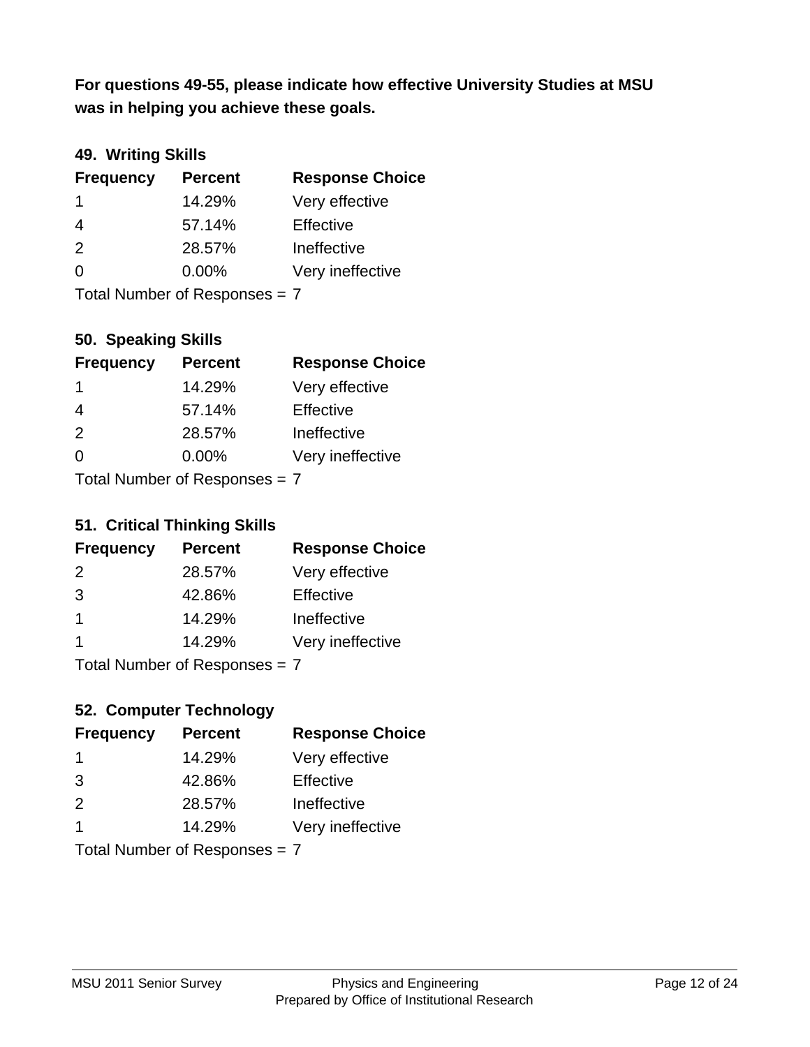**For questions 49-55, please indicate how effective University Studies at MSU was in helping you achieve these goals.**

### 49. Writing Skills

| Frequency | Percent | Response Choice |
|---|---|---|
| 1 | 14.29% | Very effective |
| 4 | 57.14% | Effective |
| 2 | 28.57% | Ineffective |
| 0 | 0.00% | Very ineffective |

Total Number of Responses = 7

### 50. Speaking Skills

| Frequency | Percent | Response Choice |
|---|---|---|
| 1 | 14.29% | Very effective |
| 4 | 57.14% | Effective |
| 2 | 28.57% | Ineffective |
| 0 | 0.00% | Very ineffective |

Total Number of Responses = 7

### 51. Critical Thinking Skills

| Frequency | Percent | Response Choice |
|---|---|---|
| 2 | 28.57% | Very effective |
| 3 | 42.86% | Effective |
| 1 | 14.29% | Ineffective |
| 1 | 14.29% | Very ineffective |

Total Number of Responses = 7

### 52. Computer Technology

| Frequency | Percent | Response Choice |
|---|---|---|
| 1 | 14.29% | Very effective |
| 3 | 42.86% | Effective |
| 2 | 28.57% | Ineffective |
| 1 | 14.29% | Very ineffective |

Total Number of Responses = 7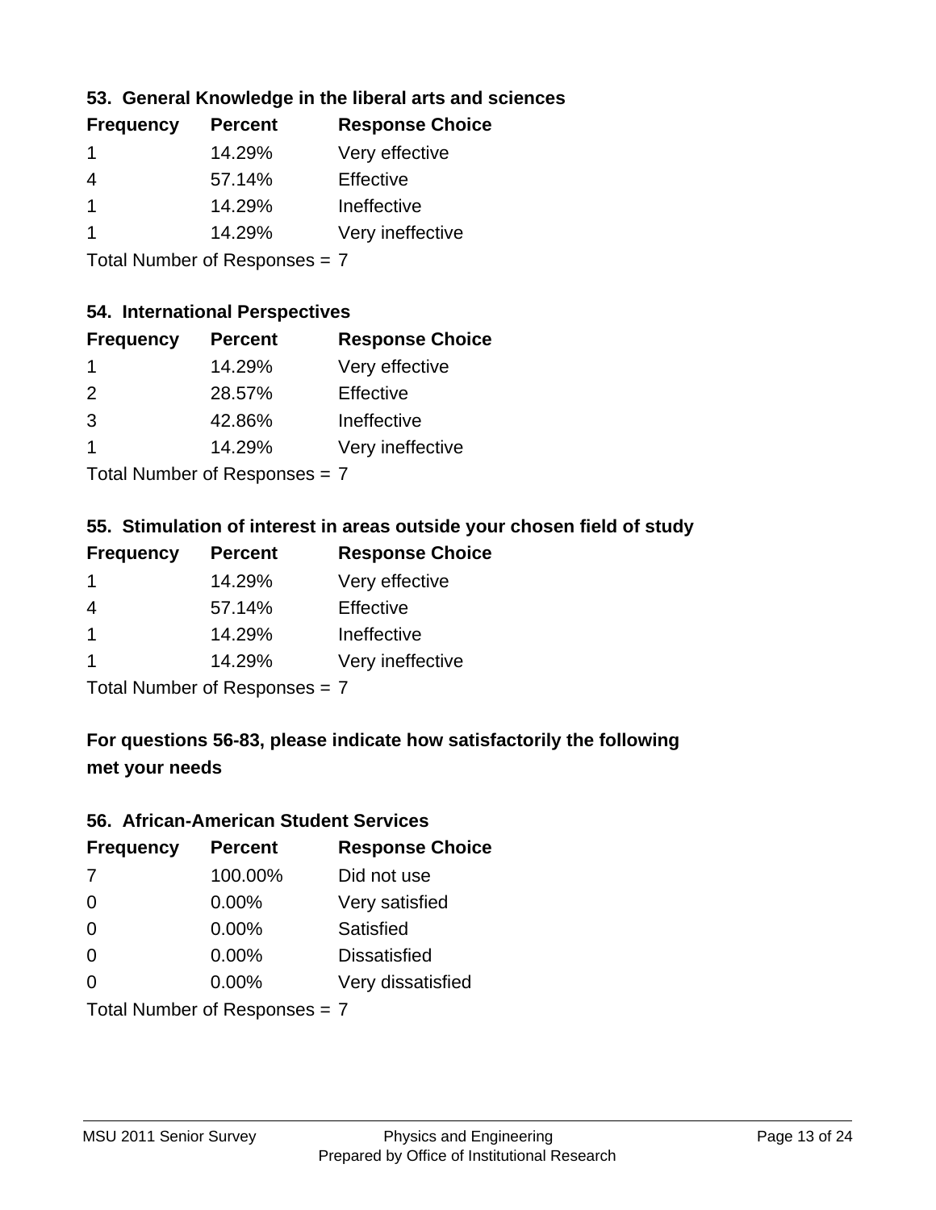### 53. General Knowledge in the liberal arts and sciences

| Frequency | Percent | Response Choice |
| --- | --- | --- |
| 1 | 14.29% | Very effective |
| 4 | 57.14% | Effective |
| 1 | 14.29% | Ineffective |
| 1 | 14.29% | Very ineffective |

Total Number of Responses = 7

### 54. International Perspectives

| Frequency | Percent | Response Choice |
| --- | --- | --- |
| 1 | 14.29% | Very effective |
| 2 | 28.57% | Effective |
| 3 | 42.86% | Ineffective |
| 1 | 14.29% | Very ineffective |

Total Number of Responses = 7

### 55. Stimulation of interest in areas outside your chosen field of study

| Frequency | Percent | Response Choice |
| --- | --- | --- |
| 1 | 14.29% | Very effective |
| 4 | 57.14% | Effective |
| 1 | 14.29% | Ineffective |
| 1 | 14.29% | Very ineffective |

Total Number of Responses = 7

## For questions 56-83, please indicate how satisfactorily the following met your needs

### 56. African-American Student Services

| Frequency | Percent | Response Choice |
| --- | --- | --- |
| 7 | 100.00% | Did not use |
| 0 | 0.00% | Very satisfied |
| 0 | 0.00% | Satisfied |
| 0 | 0.00% | Dissatisfied |
| 0 | 0.00% | Very dissatisfied |

Total Number of Responses = 7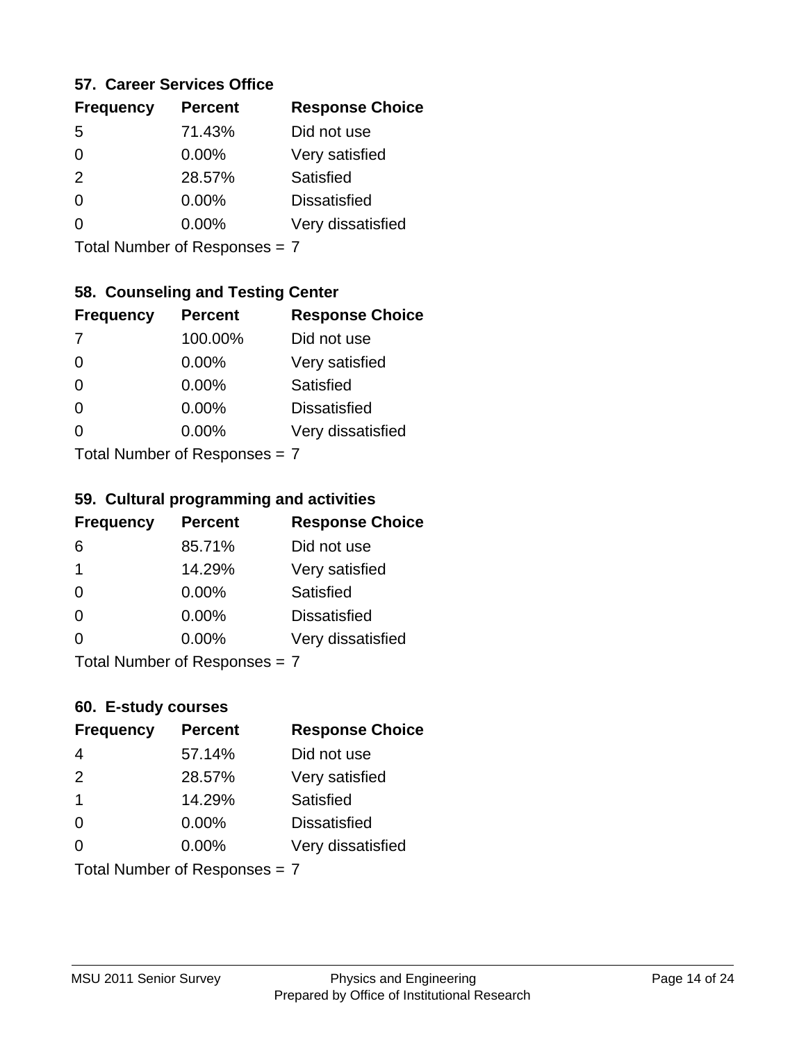### 57. Career Services Office

| Frequency | Percent | Response Choice |
|---|---|---|
| 5 | 71.43% | Did not use |
| 0 | 0.00% | Very satisfied |
| 2 | 28.57% | Satisfied |
| 0 | 0.00% | Dissatisfied |
| 0 | 0.00% | Very dissatisfied |

Total Number of Responses = 7

### 58. Counseling and Testing Center

| Frequency | Percent | Response Choice |
|---|---|---|
| 7 | 100.00% | Did not use |
| 0 | 0.00% | Very satisfied |
| 0 | 0.00% | Satisfied |
| 0 | 0.00% | Dissatisfied |
| 0 | 0.00% | Very dissatisfied |

Total Number of Responses = 7

### 59. Cultural programming and activities

| Frequency | Percent | Response Choice |
|---|---|---|
| 6 | 85.71% | Did not use |
| 1 | 14.29% | Very satisfied |
| 0 | 0.00% | Satisfied |
| 0 | 0.00% | Dissatisfied |
| 0 | 0.00% | Very dissatisfied |

Total Number of Responses = 7

### 60. E-study courses

| Frequency | Percent | Response Choice |
|---|---|---|
| 4 | 57.14% | Did not use |
| 2 | 28.57% | Very satisfied |
| 1 | 14.29% | Satisfied |
| 0 | 0.00% | Dissatisfied |
| 0 | 0.00% | Very dissatisfied |

Total Number of Responses = 7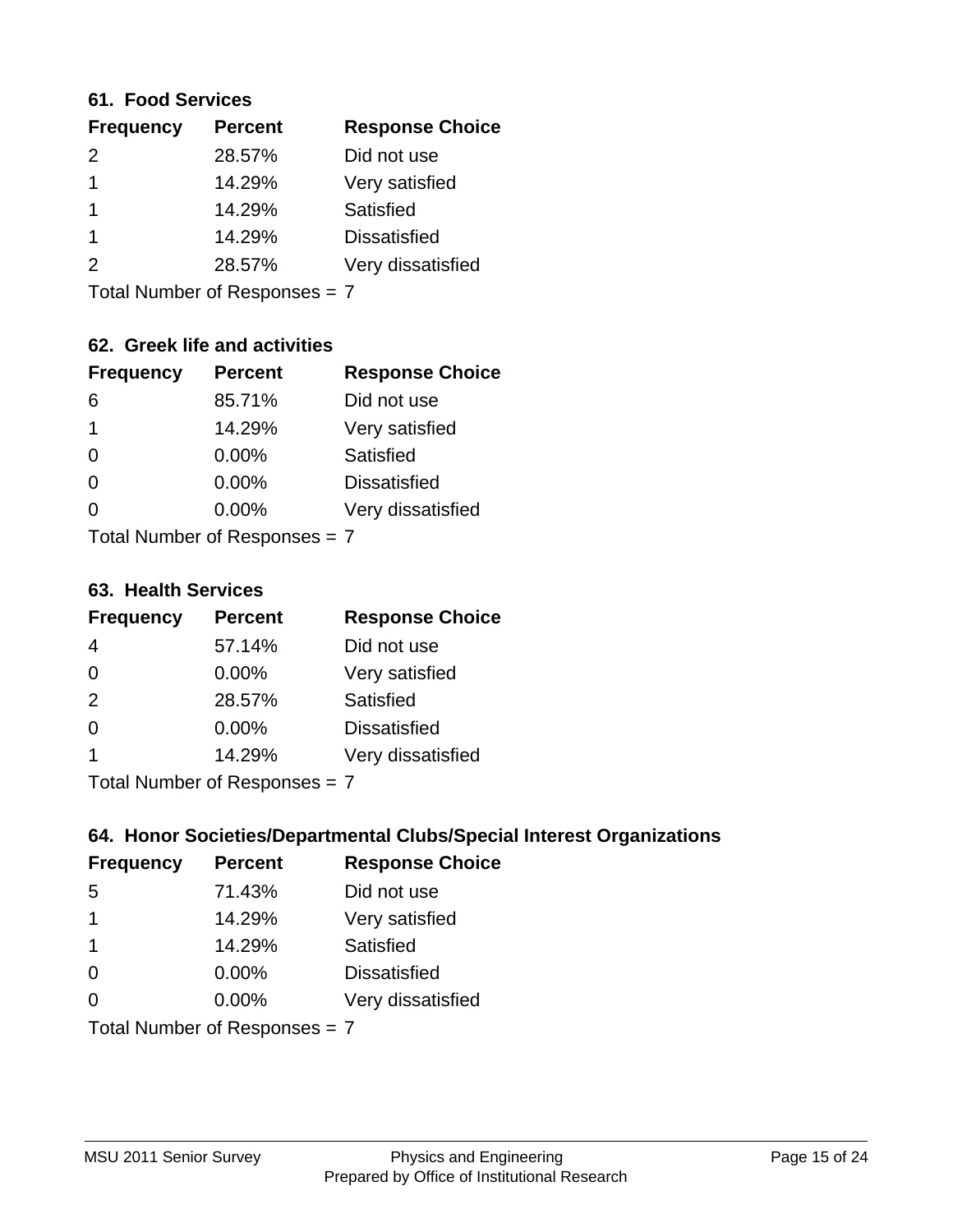### 61. Food Services

| Frequency | Percent | Response Choice |
|---|---|---|
| 2 | 28.57% | Did not use |
| 1 | 14.29% | Very satisfied |
| 1 | 14.29% | Satisfied |
| 1 | 14.29% | Dissatisfied |
| 2 | 28.57% | Very dissatisfied |

Total Number of Responses = 7

### 62. Greek life and activities

| Frequency | Percent | Response Choice |
|---|---|---|
| 6 | 85.71% | Did not use |
| 1 | 14.29% | Very satisfied |
| 0 | 0.00% | Satisfied |
| 0 | 0.00% | Dissatisfied |
| 0 | 0.00% | Very dissatisfied |

Total Number of Responses = 7

### 63. Health Services

| Frequency | Percent | Response Choice |
|---|---|---|
| 4 | 57.14% | Did not use |
| 0 | 0.00% | Very satisfied |
| 2 | 28.57% | Satisfied |
| 0 | 0.00% | Dissatisfied |
| 1 | 14.29% | Very dissatisfied |

Total Number of Responses = 7

### 64. Honor Societies/Departmental Clubs/Special Interest Organizations

| Frequency | Percent | Response Choice |
|---|---|---|
| 5 | 71.43% | Did not use |
| 1 | 14.29% | Very satisfied |
| 1 | 14.29% | Satisfied |
| 0 | 0.00% | Dissatisfied |
| 0 | 0.00% | Very dissatisfied |

Total Number of Responses = 7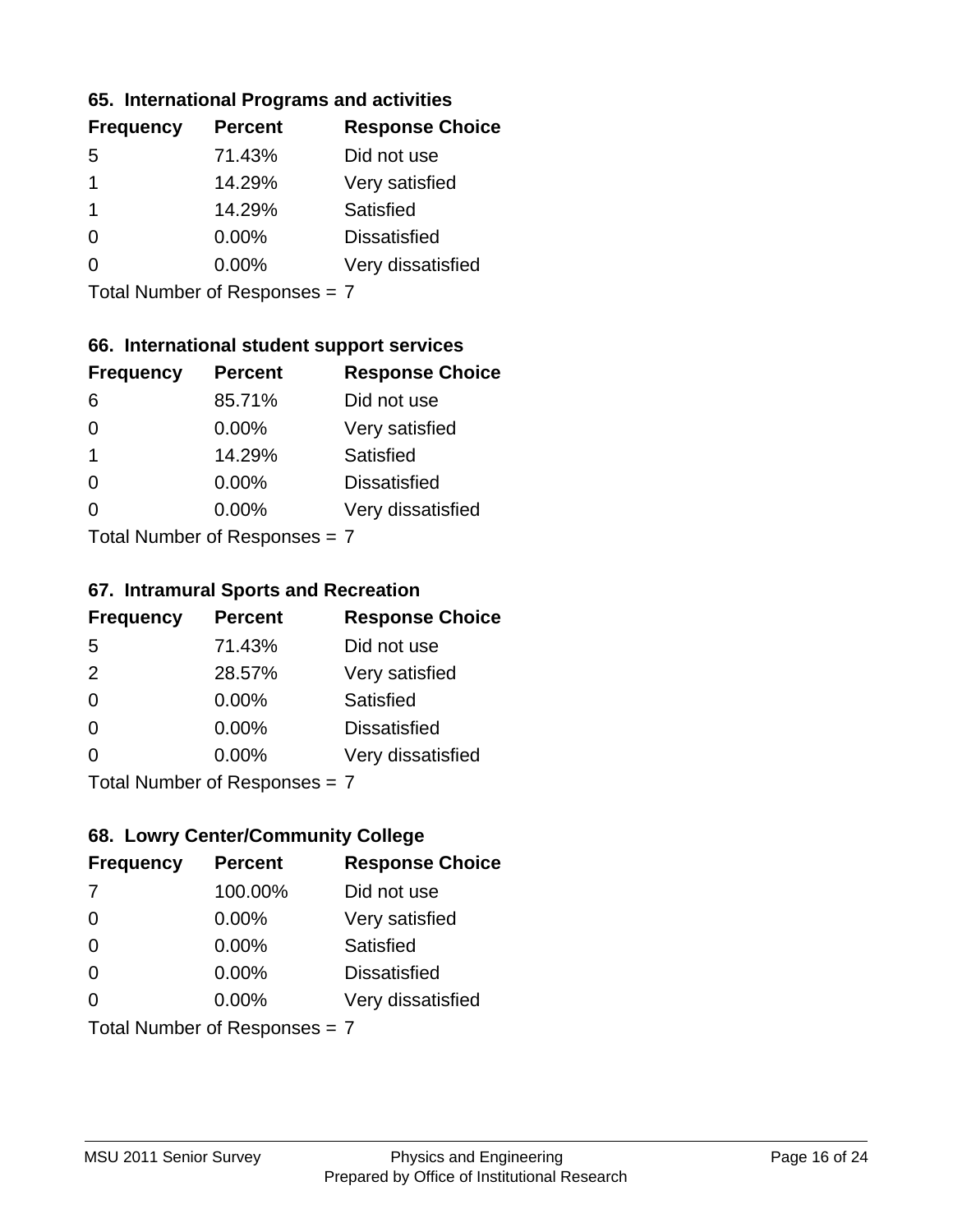### 65. International Programs and activities

| Frequency | Percent | Response Choice |
|---|---|---|
| 5 | 71.43% | Did not use |
| 1 | 14.29% | Very satisfied |
| 1 | 14.29% | Satisfied |
| 0 | 0.00% | Dissatisfied |
| 0 | 0.00% | Very dissatisfied |

Total Number of Responses = 7

### 66. International student support services

| Frequency | Percent | Response Choice |
|---|---|---|
| 6 | 85.71% | Did not use |
| 0 | 0.00% | Very satisfied |
| 1 | 14.29% | Satisfied |
| 0 | 0.00% | Dissatisfied |
| 0 | 0.00% | Very dissatisfied |

Total Number of Responses = 7

### 67. Intramural Sports and Recreation

| Frequency | Percent | Response Choice |
|---|---|---|
| 5 | 71.43% | Did not use |
| 2 | 28.57% | Very satisfied |
| 0 | 0.00% | Satisfied |
| 0 | 0.00% | Dissatisfied |
| 0 | 0.00% | Very dissatisfied |

Total Number of Responses = 7

### 68. Lowry Center/Community College

| Frequency | Percent | Response Choice |
|---|---|---|
| 7 | 100.00% | Did not use |
| 0 | 0.00% | Very satisfied |
| 0 | 0.00% | Satisfied |
| 0 | 0.00% | Dissatisfied |
| 0 | 0.00% | Very dissatisfied |

Total Number of Responses = 7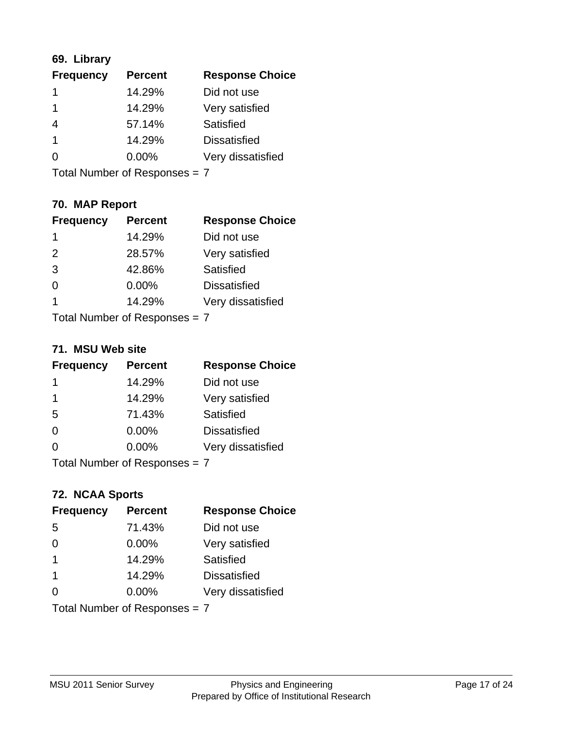### 69. Library

| Frequency | Percent | Response Choice |
|---|---|---|
| 1 | 14.29% | Did not use |
| 1 | 14.29% | Very satisfied |
| 4 | 57.14% | Satisfied |
| 1 | 14.29% | Dissatisfied |
| 0 | 0.00% | Very dissatisfied |

Total Number of Responses = 7

### 70. MAP Report

| Frequency | Percent | Response Choice |
|---|---|---|
| 1 | 14.29% | Did not use |
| 2 | 28.57% | Very satisfied |
| 3 | 42.86% | Satisfied |
| 0 | 0.00% | Dissatisfied |
| 1 | 14.29% | Very dissatisfied |

Total Number of Responses = 7

### 71. MSU Web site

| Frequency | Percent | Response Choice |
|---|---|---|
| 1 | 14.29% | Did not use |
| 1 | 14.29% | Very satisfied |
| 5 | 71.43% | Satisfied |
| 0 | 0.00% | Dissatisfied |
| 0 | 0.00% | Very dissatisfied |

Total Number of Responses = 7

### 72. NCAA Sports

| Frequency | Percent | Response Choice |
|---|---|---|
| 5 | 71.43% | Did not use |
| 0 | 0.00% | Very satisfied |
| 1 | 14.29% | Satisfied |
| 1 | 14.29% | Dissatisfied |
| 0 | 0.00% | Very dissatisfied |

Total Number of Responses = 7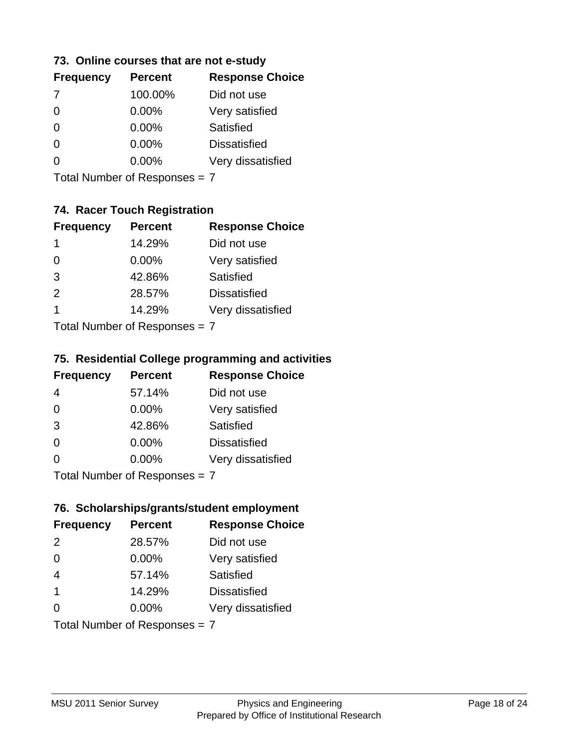### 73. Online courses that are not e-study

| Frequency | Percent | Response Choice |
|---|---|---|
| 7 | 100.00% | Did not use |
| 0 | 0.00% | Very satisfied |
| 0 | 0.00% | Satisfied |
| 0 | 0.00% | Dissatisfied |
| 0 | 0.00% | Very dissatisfied |

Total Number of Responses = 7

### 74. Racer Touch Registration

| Frequency | Percent | Response Choice |
|---|---|---|
| 1 | 14.29% | Did not use |
| 0 | 0.00% | Very satisfied |
| 3 | 42.86% | Satisfied |
| 2 | 28.57% | Dissatisfied |
| 1 | 14.29% | Very dissatisfied |

Total Number of Responses = 7

### 75. Residential College programming and activities

| Frequency | Percent | Response Choice |
|---|---|---|
| 4 | 57.14% | Did not use |
| 0 | 0.00% | Very satisfied |
| 3 | 42.86% | Satisfied |
| 0 | 0.00% | Dissatisfied |
| 0 | 0.00% | Very dissatisfied |

Total Number of Responses = 7

### 76. Scholarships/grants/student employment

| Frequency | Percent | Response Choice |
|---|---|---|
| 2 | 28.57% | Did not use |
| 0 | 0.00% | Very satisfied |
| 4 | 57.14% | Satisfied |
| 1 | 14.29% | Dissatisfied |
| 0 | 0.00% | Very dissatisfied |

Total Number of Responses = 7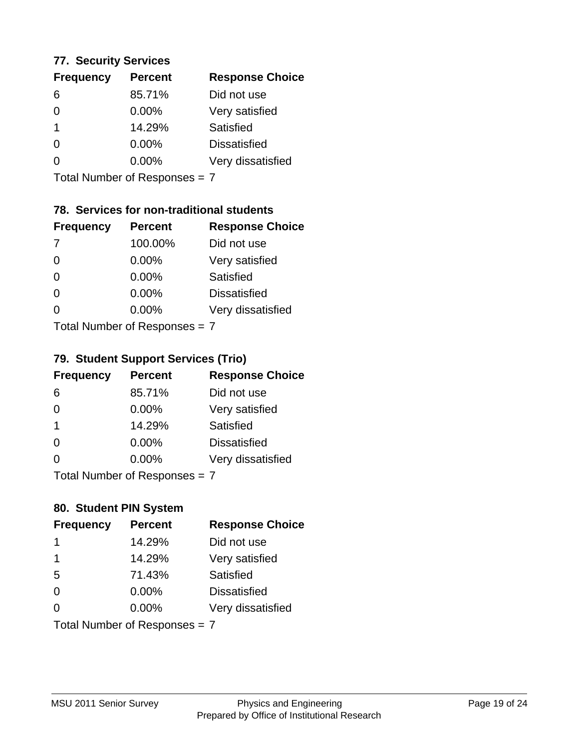### 77. Security Services

| Frequency | Percent | Response Choice |
|---|---|---|
| 6 | 85.71% | Did not use |
| 0 | 0.00% | Very satisfied |
| 1 | 14.29% | Satisfied |
| 0 | 0.00% | Dissatisfied |
| 0 | 0.00% | Very dissatisfied |

Total Number of Responses = 7

### 78. Services for non-traditional students

| Frequency | Percent | Response Choice |
|---|---|---|
| 7 | 100.00% | Did not use |
| 0 | 0.00% | Very satisfied |
| 0 | 0.00% | Satisfied |
| 0 | 0.00% | Dissatisfied |
| 0 | 0.00% | Very dissatisfied |

Total Number of Responses = 7

### 79. Student Support Services (Trio)

| Frequency | Percent | Response Choice |
|---|---|---|
| 6 | 85.71% | Did not use |
| 0 | 0.00% | Very satisfied |
| 1 | 14.29% | Satisfied |
| 0 | 0.00% | Dissatisfied |
| 0 | 0.00% | Very dissatisfied |

Total Number of Responses = 7

### 80. Student PIN System

| Frequency | Percent | Response Choice |
|---|---|---|
| 1 | 14.29% | Did not use |
| 1 | 14.29% | Very satisfied |
| 5 | 71.43% | Satisfied |
| 0 | 0.00% | Dissatisfied |
| 0 | 0.00% | Very dissatisfied |

Total Number of Responses = 7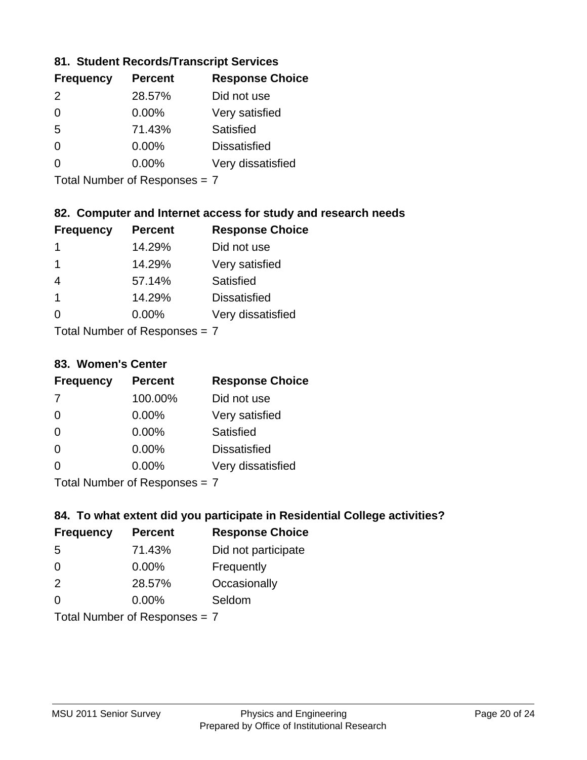### 81. Student Records/Transcript Services

| Frequency | Percent | Response Choice |
|---|---|---|
| 2 | 28.57% | Did not use |
| 0 | 0.00% | Very satisfied |
| 5 | 71.43% | Satisfied |
| 0 | 0.00% | Dissatisfied |
| 0 | 0.00% | Very dissatisfied |

Total Number of Responses = 7

### 82. Computer and Internet access for study and research needs

| Frequency | Percent | Response Choice |
|---|---|---|
| 1 | 14.29% | Did not use |
| 1 | 14.29% | Very satisfied |
| 4 | 57.14% | Satisfied |
| 1 | 14.29% | Dissatisfied |
| 0 | 0.00% | Very dissatisfied |

Total Number of Responses = 7

### 83. Women's Center

| Frequency | Percent | Response Choice |
|---|---|---|
| 7 | 100.00% | Did not use |
| 0 | 0.00% | Very satisfied |
| 0 | 0.00% | Satisfied |
| 0 | 0.00% | Dissatisfied |
| 0 | 0.00% | Very dissatisfied |

Total Number of Responses = 7

### 84. To what extent did you participate in Residential College activities?

| Frequency | Percent | Response Choice |
|---|---|---|
| 5 | 71.43% | Did not participate |
| 0 | 0.00% | Frequently |
| 2 | 28.57% | Occasionally |
| 0 | 0.00% | Seldom |

Total Number of Responses = 7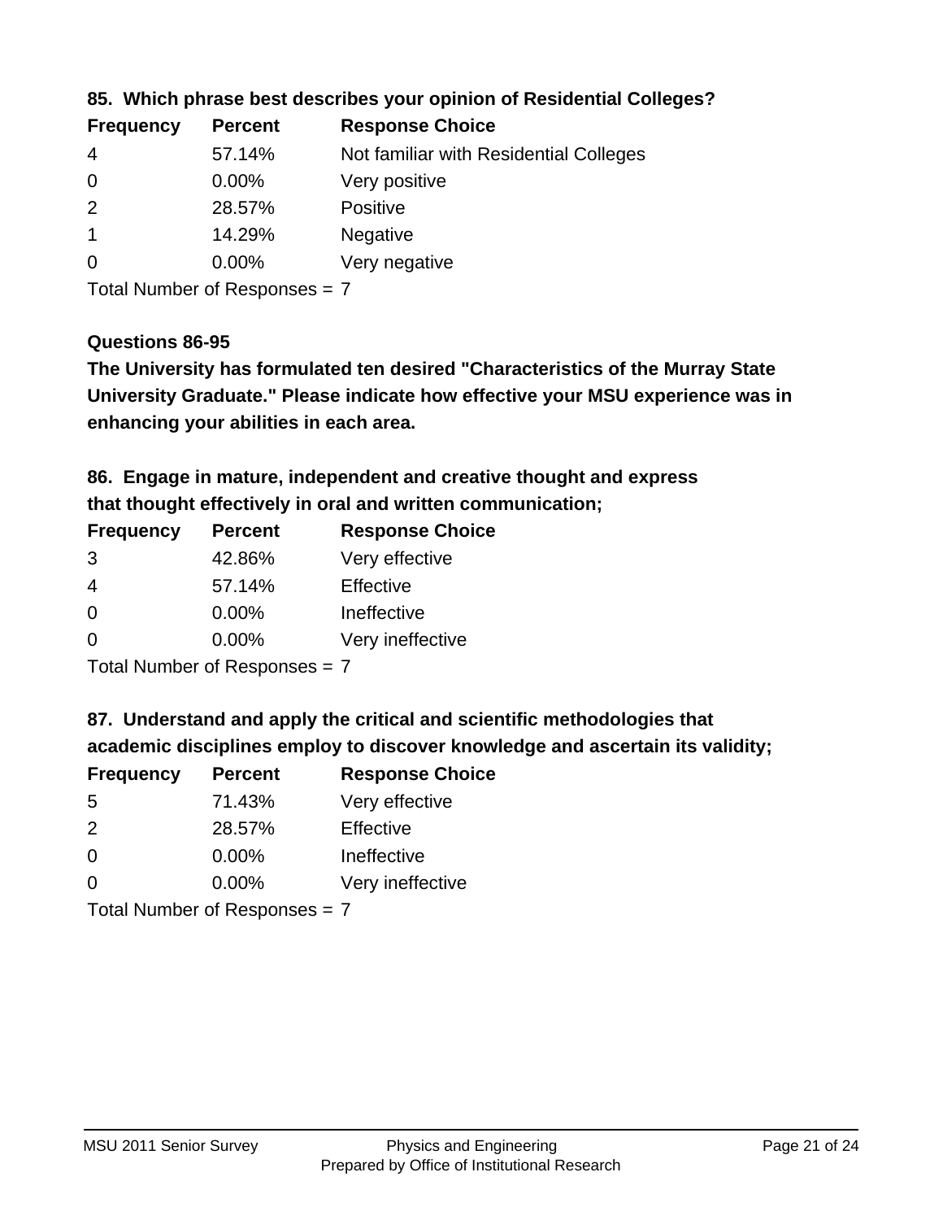### 85. Which phrase best describes your opinion of Residential Colleges?

| Frequency | Percent | Response Choice |
|---|---|---|
| 4 | 57.14% | Not familiar with Residential Colleges |
| 0 | 0.00% | Very positive |
| 2 | 28.57% | Positive |
| 1 | 14.29% | Negative |
| 0 | 0.00% | Very negative |

Total Number of Responses = 7

### Questions 86-95

**The University has formulated ten desired "Characteristics of the Murray State University Graduate." Please indicate how effective your MSU experience was in enhancing your abilities in each area.**

### 86. Engage in mature, independent and creative thought and express that thought effectively in oral and written communication;

| Frequency | Percent | Response Choice |
|---|---|---|
| 3 | 42.86% | Very effective |
| 4 | 57.14% | Effective |
| 0 | 0.00% | Ineffective |
| 0 | 0.00% | Very ineffective |

Total Number of Responses = 7

### 87. Understand and apply the critical and scientific methodologies that academic disciplines employ to discover knowledge and ascertain its validity;

| Frequency | Percent | Response Choice |
|---|---|---|
| 5 | 71.43% | Very effective |
| 2 | 28.57% | Effective |
| 0 | 0.00% | Ineffective |
| 0 | 0.00% | Very ineffective |

Total Number of Responses = 7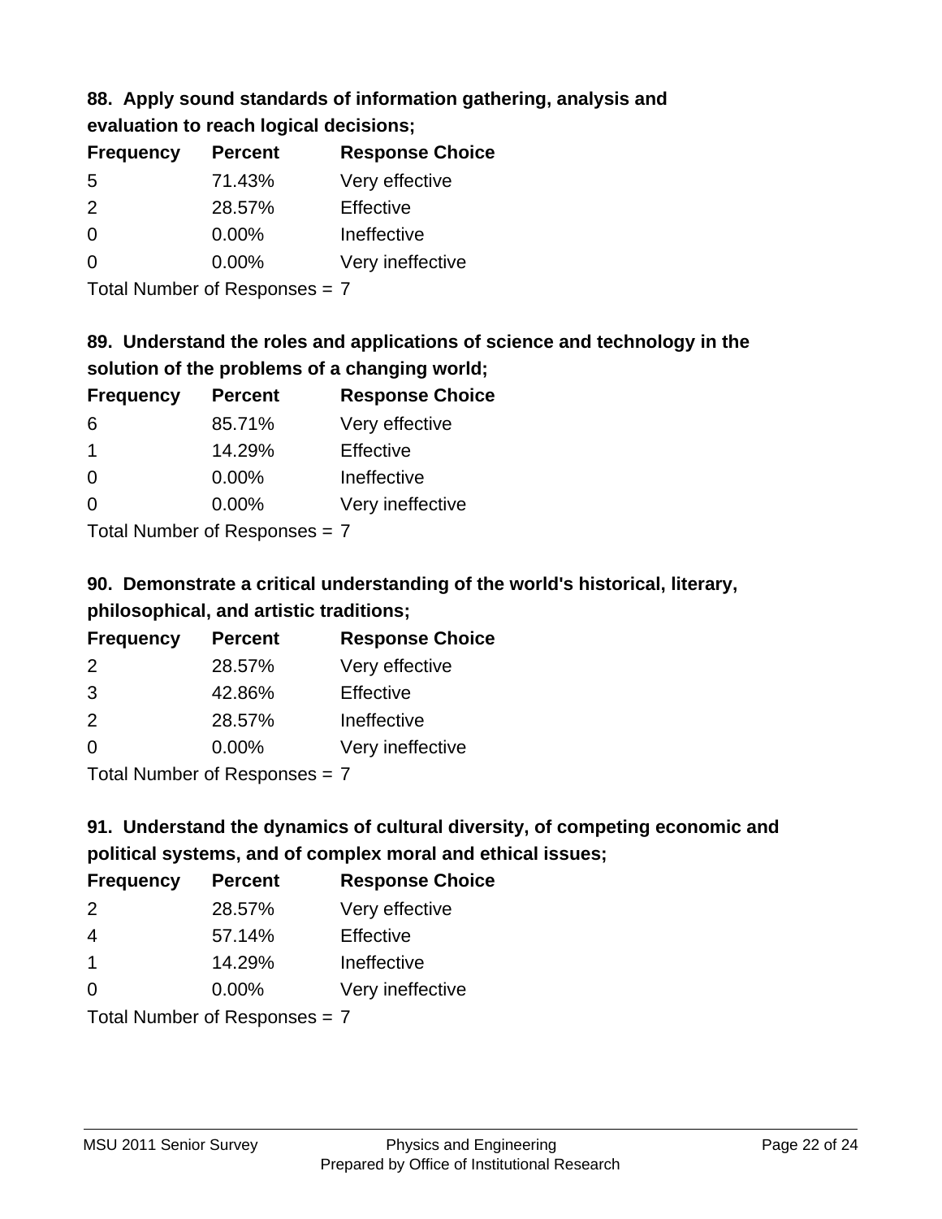### 88. Apply sound standards of information gathering, analysis and evaluation to reach logical decisions;

| Frequency | Percent | Response Choice |
|---|---|---|
| 5 | 71.43% | Very effective |
| 2 | 28.57% | Effective |
| 0 | 0.00% | Ineffective |
| 0 | 0.00% | Very ineffective |

Total Number of Responses = 7

### 89. Understand the roles and applications of science and technology in the solution of the problems of a changing world;

| Frequency | Percent | Response Choice |
|---|---|---|
| 6 | 85.71% | Very effective |
| 1 | 14.29% | Effective |
| 0 | 0.00% | Ineffective |
| 0 | 0.00% | Very ineffective |

Total Number of Responses = 7

### 90. Demonstrate a critical understanding of the world's historical, literary, philosophical, and artistic traditions;

| Frequency | Percent | Response Choice |
|---|---|---|
| 2 | 28.57% | Very effective |
| 3 | 42.86% | Effective |
| 2 | 28.57% | Ineffective |
| 0 | 0.00% | Very ineffective |

Total Number of Responses = 7

### 91. Understand the dynamics of cultural diversity, of competing economic and political systems, and of complex moral and ethical issues;

| Frequency | Percent | Response Choice |
|---|---|---|
| 2 | 28.57% | Very effective |
| 4 | 57.14% | Effective |
| 1 | 14.29% | Ineffective |
| 0 | 0.00% | Very ineffective |

Total Number of Responses = 7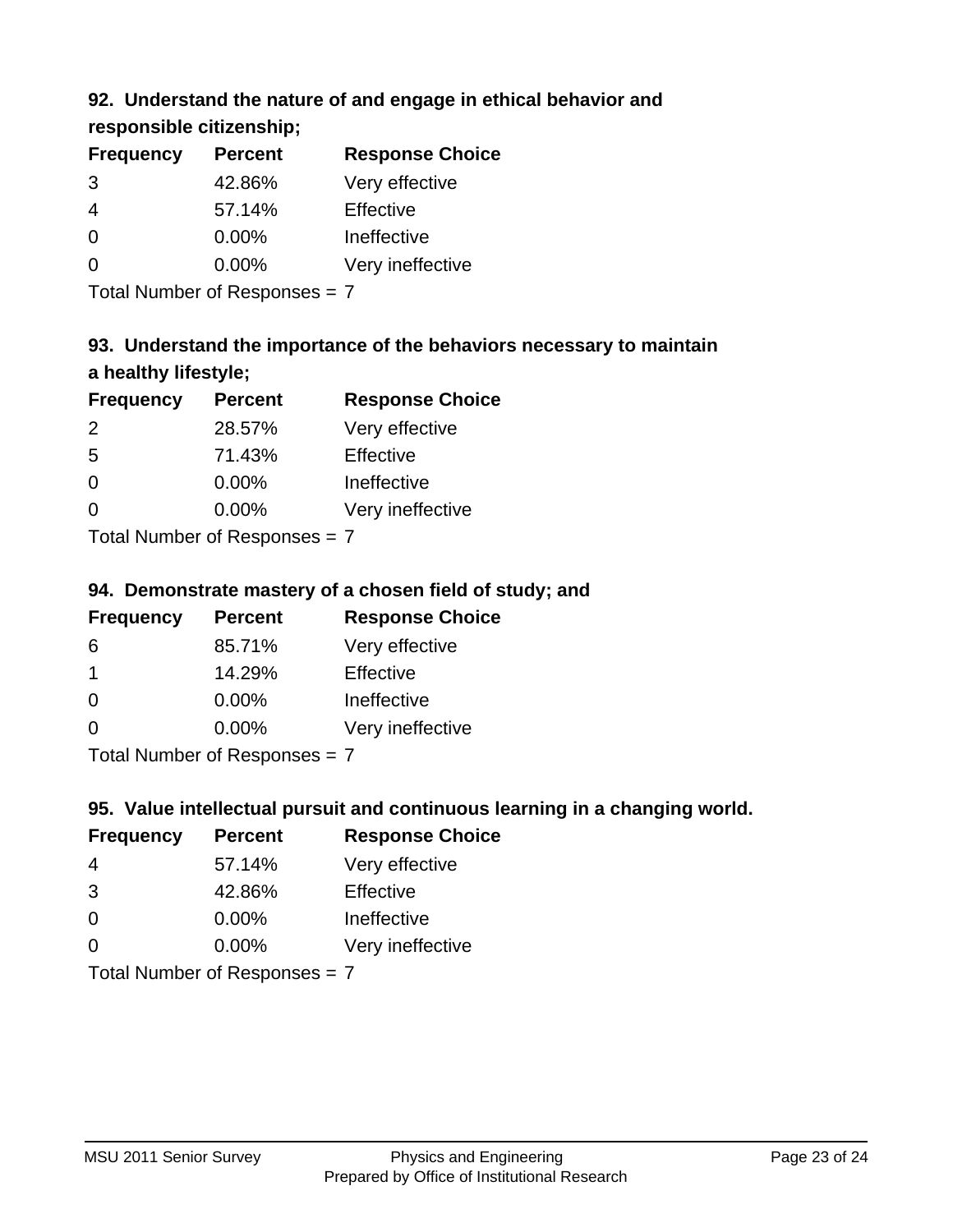### 92. Understand the nature of and engage in ethical behavior and responsible citizenship;

| Frequency | Percent | Response Choice |
|---|---|---|
| 3 | 42.86% | Very effective |
| 4 | 57.14% | Effective |
| 0 | 0.00% | Ineffective |
| 0 | 0.00% | Very ineffective |

Total Number of Responses = 7

### 93. Understand the importance of the behaviors necessary to maintain a healthy lifestyle;

| Frequency | Percent | Response Choice |
|---|---|---|
| 2 | 28.57% | Very effective |
| 5 | 71.43% | Effective |
| 0 | 0.00% | Ineffective |
| 0 | 0.00% | Very ineffective |

Total Number of Responses = 7

### 94. Demonstrate mastery of a chosen field of study; and

| Frequency | Percent | Response Choice |
|---|---|---|
| 6 | 85.71% | Very effective |
| 1 | 14.29% | Effective |
| 0 | 0.00% | Ineffective |
| 0 | 0.00% | Very ineffective |

Total Number of Responses = 7

### 95. Value intellectual pursuit and continuous learning in a changing world.

| Frequency | Percent | Response Choice |
|---|---|---|
| 4 | 57.14% | Very effective |
| 3 | 42.86% | Effective |
| 0 | 0.00% | Ineffective |
| 0 | 0.00% | Very ineffective |

Total Number of Responses = 7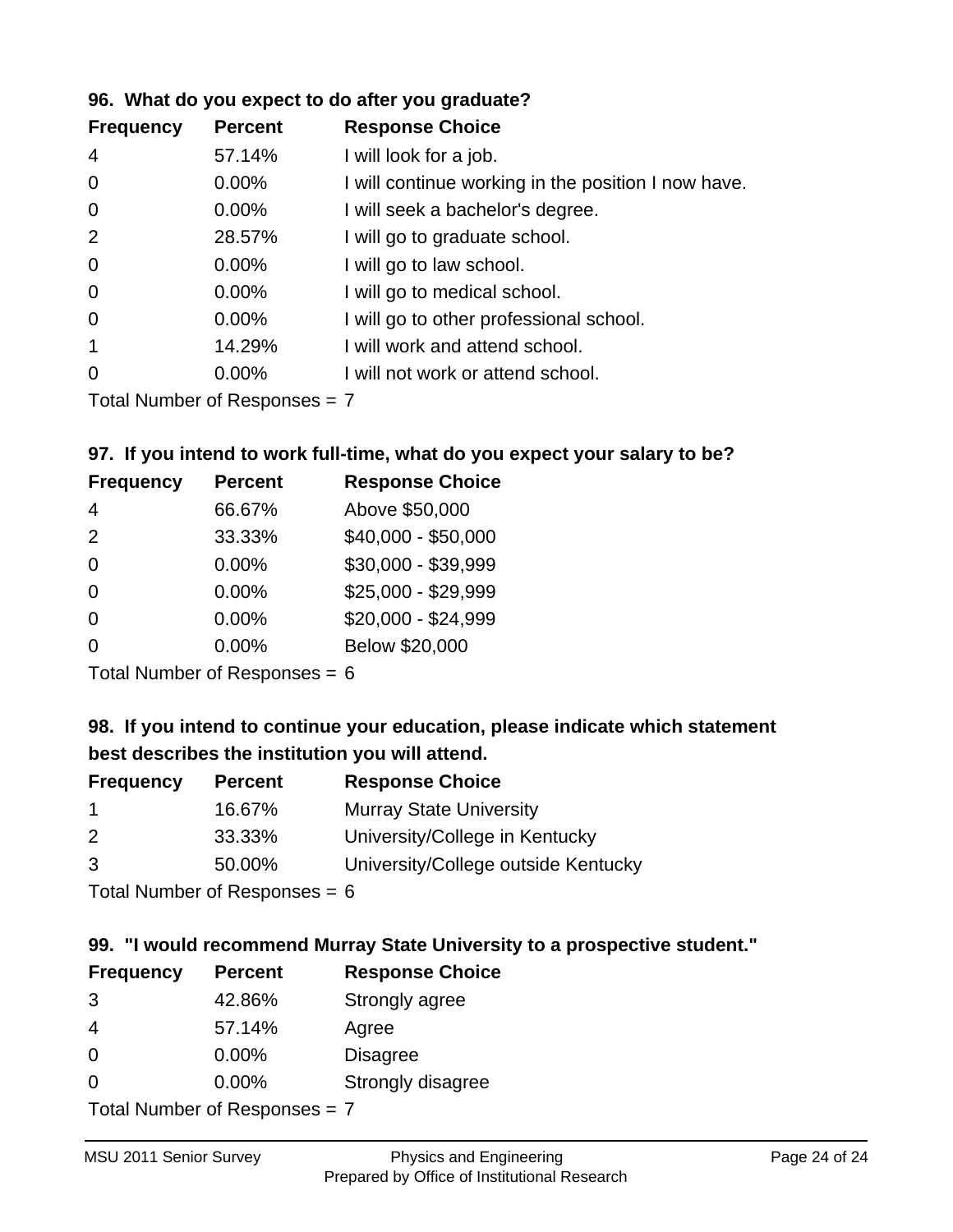**96. What do you expect to do after you graduate?**

| Frequency | Percent | Response Choice |
| --- | --- | --- |
| 4 | 57.14% | I will look for a job. |
| 0 | 0.00% | I will continue working in the position I now have. |
| 0 | 0.00% | I will seek a bachelor's degree. |
| 2 | 28.57% | I will go to graduate school. |
| 0 | 0.00% | I will go to law school. |
| 0 | 0.00% | I will go to medical school. |
| 0 | 0.00% | I will go to other professional school. |
| 1 | 14.29% | I will work and attend school. |
| 0 | 0.00% | I will not work or attend school. |

Total Number of Responses = 7

**97. If you intend to work full-time, what do you expect your salary to be?**

| Frequency | Percent | Response Choice |
| --- | --- | --- |
| 4 | 66.67% | Above $50,000 |
| 2 | 33.33% | $40,000 - $50,000 |
| 0 | 0.00% | $30,000 - $39,999 |
| 0 | 0.00% | $25,000 - $29,999 |
| 0 | 0.00% | $20,000 - $24,999 |
| 0 | 0.00% | Below $20,000 |

Total Number of Responses = 6

**98. If you intend to continue your education, please indicate which statement best describes the institution you will attend.**

| Frequency | Percent | Response Choice |
| --- | --- | --- |
| 1 | 16.67% | Murray State University |
| 2 | 33.33% | University/College in Kentucky |
| 3 | 50.00% | University/College outside Kentucky |

Total Number of Responses = 6

**99. "I would recommend Murray State University to a prospective student."**

| Frequency | Percent | Response Choice |
| --- | --- | --- |
| 3 | 42.86% | Strongly agree |
| 4 | 57.14% | Agree |
| 0 | 0.00% | Disagree |
| 0 | 0.00% | Strongly disagree |

Total Number of Responses = 7